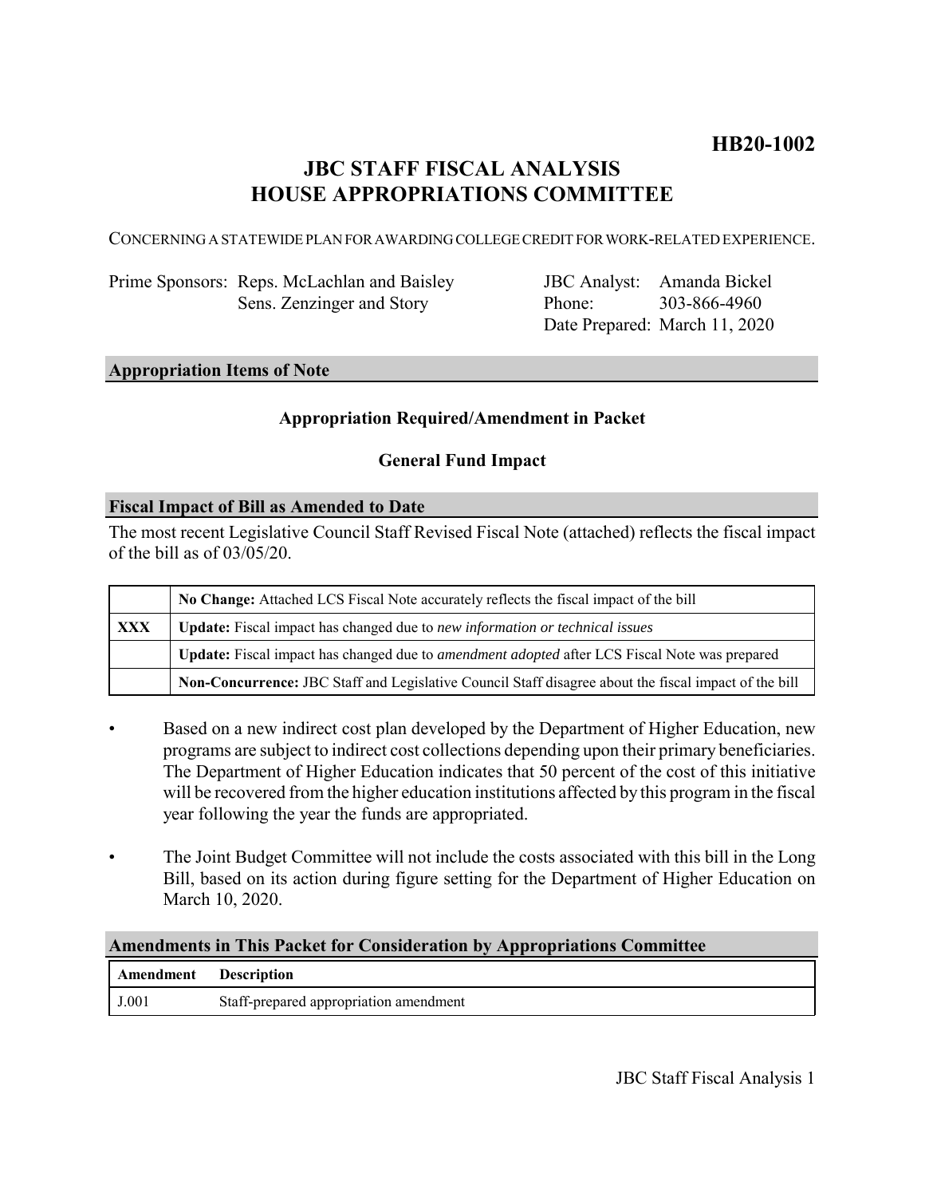**HB20-1002**

# JBC STAFF FISCAL ANALYSIS
# HOUSE APPROPRIATIONS COMMITTEE

CONCERNING A STATEWIDE PLAN FOR AWARDING COLLEGE CREDIT FOR WORK-RELATED EXPERIENCE.

| | |
|---|---|
| Prime Sponsors: Reps. McLachlan and Baisley<br>Sens. Zenzinger and Story | JBC Analyst: Amanda Bickel<br>Phone: 303-866-4960<br>Date Prepared: March 11, 2020 |

## Appropriation Items of Note

**Appropriation Required/Amendment in Packet**

**General Fund Impact**

## Fiscal Impact of Bill as Amended to Date

The most recent Legislative Council Staff Revised Fiscal Note (attached) reflects the fiscal impact of the bill as of 03/05/20.

| | |
|---|---|
| | **No Change:** Attached LCS Fiscal Note accurately reflects the fiscal impact of the bill |
| **XXX** | **Update:** Fiscal impact has changed due to *new information or technical issues* |
| | **Update:** Fiscal impact has changed due to *amendment adopted* after LCS Fiscal Note was prepared |
| | **Non-Concurrence:** JBC Staff and Legislative Council Staff disagree about the fiscal impact of the bill |

- Based on a new indirect cost plan developed by the Department of Higher Education, new programs are subject to indirect cost collections depending upon their primary beneficiaries. The Department of Higher Education indicates that 50 percent of the cost of this initiative will be recovered from the higher education institutions affected by this program in the fiscal year following the year the funds are appropriated.

- The Joint Budget Committee will not include the costs associated with this bill in the Long Bill, based on its action during figure setting for the Department of Higher Education on March 10, 2020.

## Amendments in This Packet for Consideration by Appropriations Committee

| Amendment | Description |
|---|---|
| J.001 | Staff-prepared appropriation amendment |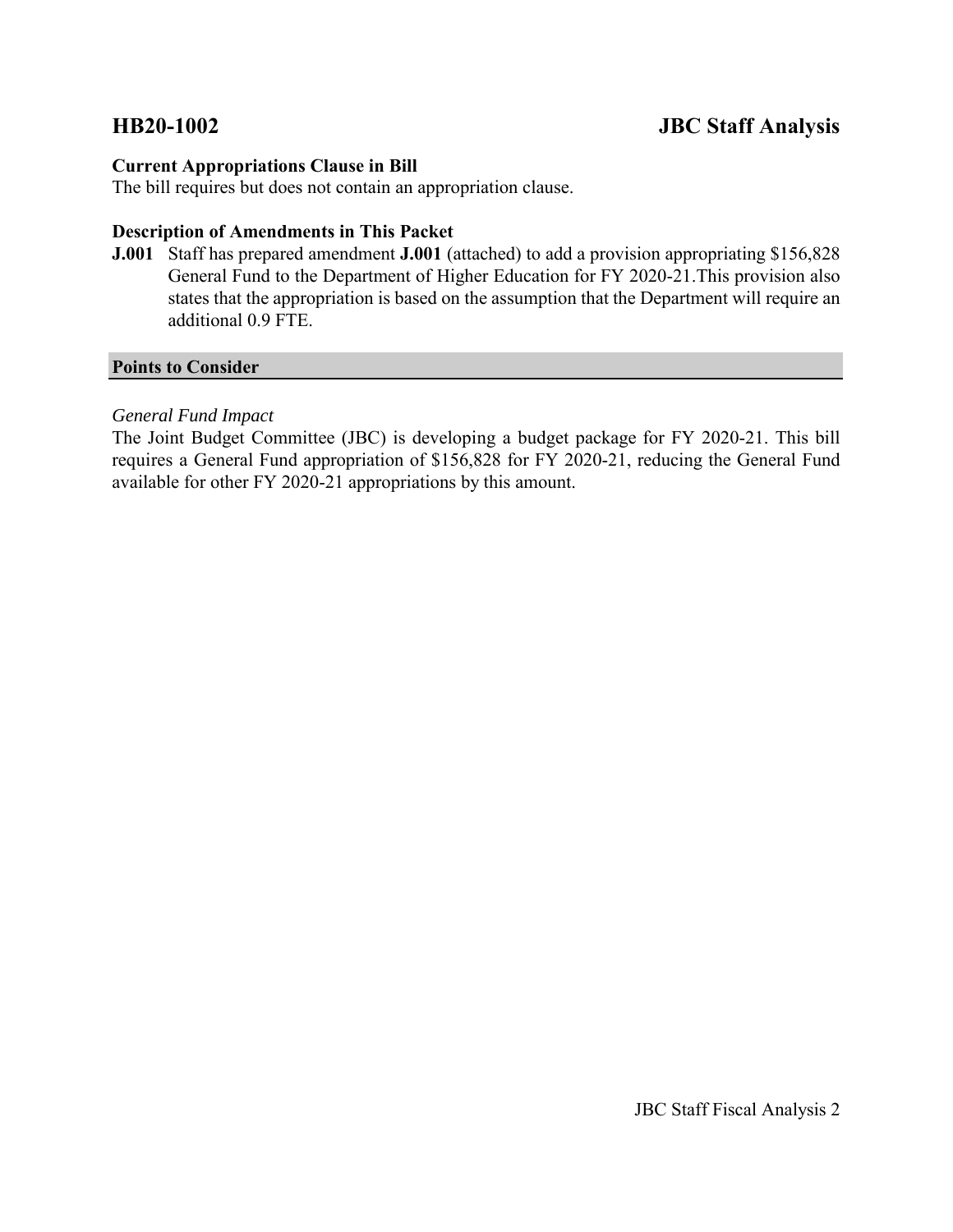## HB20-1002 JBC Staff Analysis

**Current Appropriations Clause in Bill**

The bill requires but does not contain an appropriation clause.

**Description of Amendments in This Packet**

**J.001** Staff has prepared amendment **J.001** (attached) to add a provision appropriating $156,828 General Fund to the Department of Higher Education for FY 2020-21.This provision also states that the appropriation is based on the assumption that the Department will require an additional 0.9 FTE.

**Points to Consider**

*General Fund Impact*

The Joint Budget Committee (JBC) is developing a budget package for FY 2020-21. This bill requires a General Fund appropriation of $156,828 for FY 2020-21, reducing the General Fund available for other FY 2020-21 appropriations by this amount.